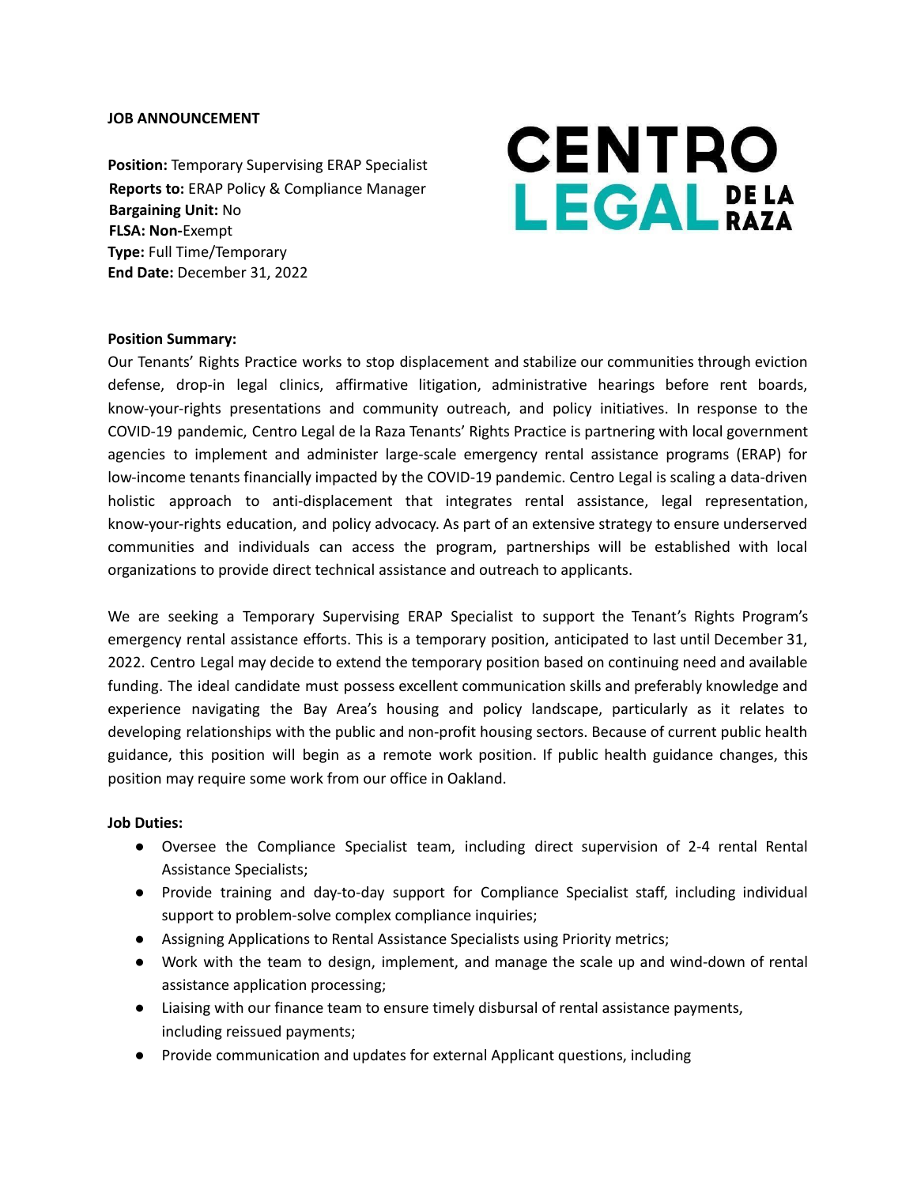**JOB ANNOUNCEMENT**

CENTRO LEGAL DE LA RAZA

**Position:** Temporary Supervising ERAP Specialist
**Reports to:** ERAP Policy & Compliance Manager
**Bargaining Unit:** No
**FLSA: Non-**Exempt
**Type:** Full Time/Temporary
**End Date:** December 31, 2022

**Position Summary:**

Our Tenants' Rights Practice works to stop displacement and stabilize our communities through eviction defense, drop-in legal clinics, affirmative litigation, administrative hearings before rent boards, know-your-rights presentations and community outreach, and policy initiatives. In response to the COVID-19 pandemic, Centro Legal de la Raza Tenants' Rights Practice is partnering with local government agencies to implement and administer large-scale emergency rental assistance programs (ERAP) for low-income tenants financially impacted by the COVID-19 pandemic. Centro Legal is scaling a data-driven holistic approach to anti-displacement that integrates rental assistance, legal representation, know-your-rights education, and policy advocacy. As part of an extensive strategy to ensure underserved communities and individuals can access the program, partnerships will be established with local organizations to provide direct technical assistance and outreach to applicants.

We are seeking a Temporary Supervising ERAP Specialist to support the Tenant's Rights Program's emergency rental assistance efforts. This is a temporary position, anticipated to last until December 31, 2022. Centro Legal may decide to extend the temporary position based on continuing need and available funding. The ideal candidate must possess excellent communication skills and preferably knowledge and experience navigating the Bay Area's housing and policy landscape, particularly as it relates to developing relationships with the public and non-profit housing sectors. Because of current public health guidance, this position will begin as a remote work position. If public health guidance changes, this position may require some work from our office in Oakland.

**Job Duties:**

- Oversee the Compliance Specialist team, including direct supervision of 2-4 rental Rental Assistance Specialists;
- Provide training and day-to-day support for Compliance Specialist staff, including individual support to problem-solve complex compliance inquiries;
- Assigning Applications to Rental Assistance Specialists using Priority metrics;
- Work with the team to design, implement, and manage the scale up and wind-down of rental assistance application processing;
- Liaising with our finance team to ensure timely disbursal of rental assistance payments, including reissued payments;
- Provide communication and updates for external Applicant questions, including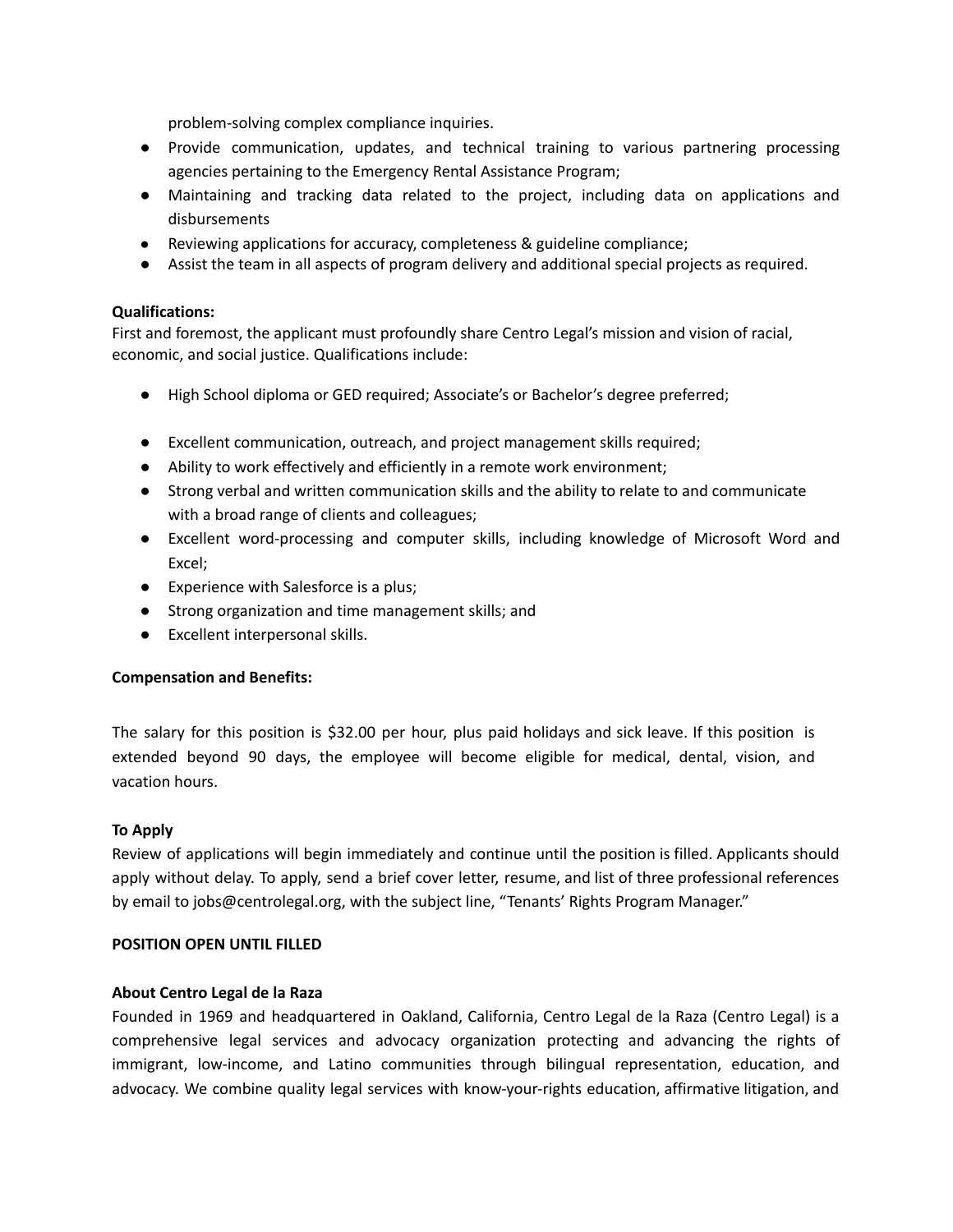problem-solving complex compliance inquiries.

- Provide communication, updates, and technical training to various partnering processing agencies pertaining to the Emergency Rental Assistance Program;
- Maintaining and tracking data related to the project, including data on applications and disbursements
- Reviewing applications for accuracy, completeness & guideline compliance;
- Assist the team in all aspects of program delivery and additional special projects as required.

**Qualifications:**
First and foremost, the applicant must profoundly share Centro Legal's mission and vision of racial, economic, and social justice. Qualifications include:

- High School diploma or GED required; Associate's or Bachelor's degree preferred;
- Excellent communication, outreach, and project management skills required;
- Ability to work effectively and efficiently in a remote work environment;
- Strong verbal and written communication skills and the ability to relate to and communicate with a broad range of clients and colleagues;
- Excellent word-processing and computer skills, including knowledge of Microsoft Word and Excel;
- Experience with Salesforce is a plus;
- Strong organization and time management skills; and
- Excellent interpersonal skills.

**Compensation and Benefits:**

The salary for this position is $32.00 per hour, plus paid holidays and sick leave. If this position is extended beyond 90 days, the employee will become eligible for medical, dental, vision, and vacation hours.

**To Apply**
Review of applications will begin immediately and continue until the position is filled. Applicants should apply without delay. To apply, send a brief cover letter, resume, and list of three professional references by email to jobs@centrolegal.org, with the subject line, "Tenants' Rights Program Manager."

**POSITION OPEN UNTIL FILLED**

**About Centro Legal de la Raza**
Founded in 1969 and headquartered in Oakland, California, Centro Legal de la Raza (Centro Legal) is a comprehensive legal services and advocacy organization protecting and advancing the rights of immigrant, low-income, and Latino communities through bilingual representation, education, and advocacy. We combine quality legal services with know-your-rights education, affirmative litigation, and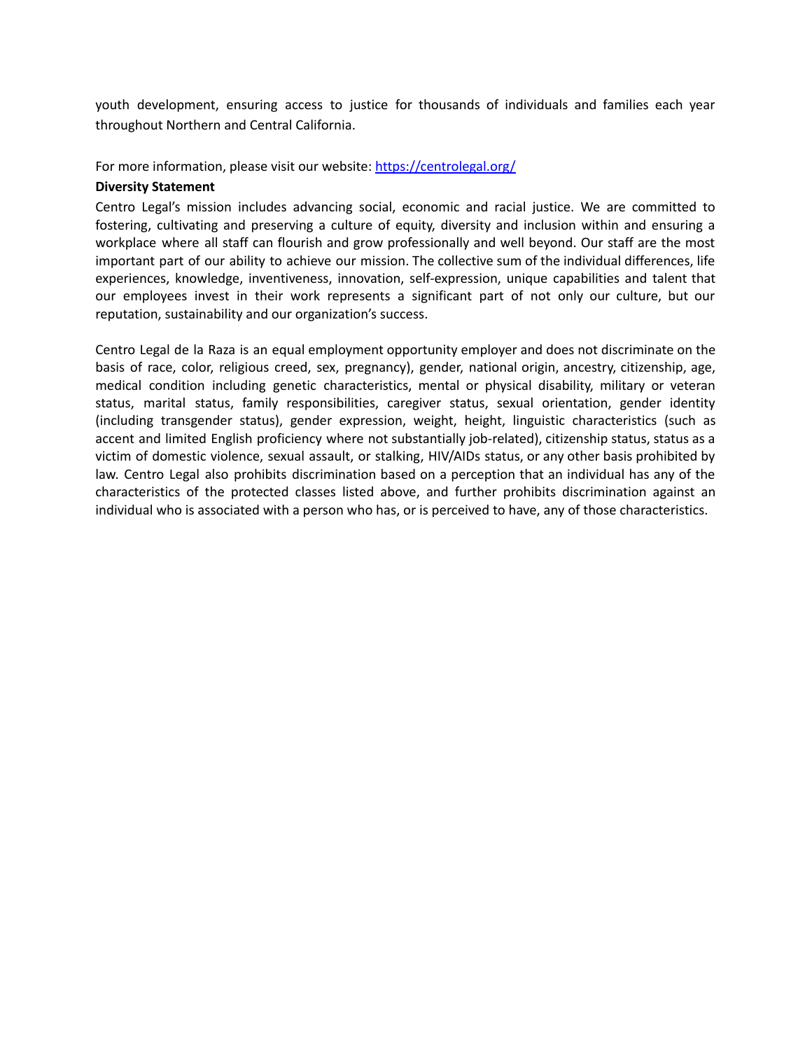youth development, ensuring access to justice for thousands of individuals and families each year throughout Northern and Central California.

For more information, please visit our website: [https://centrolegal.org/](https://centrolegal.org/)

**Diversity Statement**

Centro Legal's mission includes advancing social, economic and racial justice. We are committed to fostering, cultivating and preserving a culture of equity, diversity and inclusion within and ensuring a workplace where all staff can flourish and grow professionally and well beyond. Our staff are the most important part of our ability to achieve our mission. The collective sum of the individual differences, life experiences, knowledge, inventiveness, innovation, self-expression, unique capabilities and talent that our employees invest in their work represents a significant part of not only our culture, but our reputation, sustainability and our organization's success.

Centro Legal de la Raza is an equal employment opportunity employer and does not discriminate on the basis of race, color, religious creed, sex, pregnancy), gender, national origin, ancestry, citizenship, age, medical condition including genetic characteristics, mental or physical disability, military or veteran status, marital status, family responsibilities, caregiver status, sexual orientation, gender identity (including transgender status), gender expression, weight, height, linguistic characteristics (such as accent and limited English proficiency where not substantially job-related), citizenship status, status as a victim of domestic violence, sexual assault, or stalking, HIV/AIDs status, or any other basis prohibited by law. Centro Legal also prohibits discrimination based on a perception that an individual has any of the characteristics of the protected classes listed above, and further prohibits discrimination against an individual who is associated with a person who has, or is perceived to have, any of those characteristics.